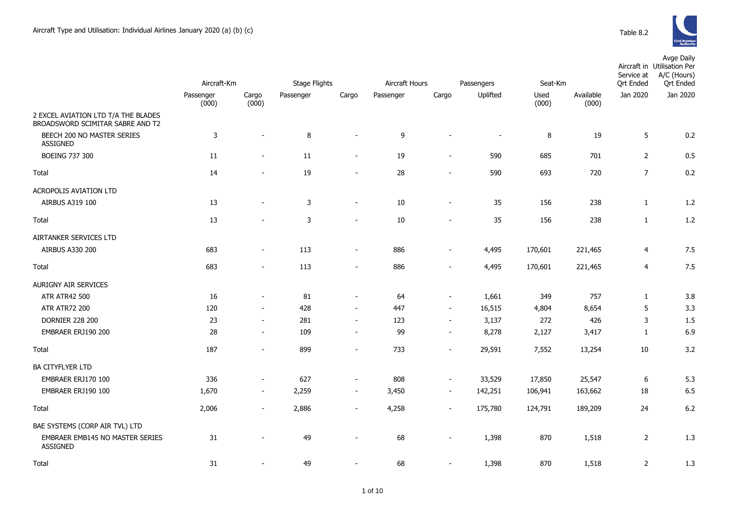Aircraft Type and Utilisation: Individual Airlines January 2020 (a) (b) (c)

Table 8.2

| | Aircraft-Km | | Stage Flights | | Aircraft Hours | | Passengers | Seat-Km | | Aircraft in Service at Qrt Ended | Avge Daily Utilisation Per A/C (Hours) Qrt Ended |
|---|---|---|---|---|---|---|---|---|---|---|---|
| | Passenger (000) | Cargo (000) | Passenger | Cargo | Passenger | Cargo | Uplifted | Used (000) | Available (000) | Jan 2020 | Jan 2020 |
| 2 EXCEL AVIATION LTD T/A THE BLADES BROADSWORD SCIMITAR SABRE AND T2 | | | | | | | | | | | |
| BEECH 200 NO MASTER SERIES ASSIGNED | 3 | - | 8 | - | 9 | - | - | 8 | 19 | 5 | 0.2 |
| BOEING 737 300 | 11 | - | 11 | - | 19 | - | 590 | 685 | 701 | 2 | 0.5 |
| Total | 14 | - | 19 | - | 28 | - | 590 | 693 | 720 | 7 | 0.2 |
| ACROPOLIS AVIATION LTD | | | | | | | | | | | |
| AIRBUS A319 100 | 13 | - | 3 | - | 10 | - | 35 | 156 | 238 | 1 | 1.2 |
| Total | 13 | - | 3 | - | 10 | - | 35 | 156 | 238 | 1 | 1.2 |
| AIRTANKER SERVICES LTD | | | | | | | | | | | |
| AIRBUS A330 200 | 683 | - | 113 | - | 886 | - | 4,495 | 170,601 | 221,465 | 4 | 7.5 |
| Total | 683 | - | 113 | - | 886 | - | 4,495 | 170,601 | 221,465 | 4 | 7.5 |
| AURIGNY AIR SERVICES | | | | | | | | | | | |
| ATR ATR42 500 | 16 | - | 81 | - | 64 | - | 1,661 | 349 | 757 | 1 | 3.8 |
| ATR ATR72 200 | 120 | - | 428 | - | 447 | - | 16,515 | 4,804 | 8,654 | 5 | 3.3 |
| DORNIER 228 200 | 23 | - | 281 | - | 123 | - | 3,137 | 272 | 426 | 3 | 1.5 |
| EMBRAER ERJ190 200 | 28 | - | 109 | - | 99 | - | 8,278 | 2,127 | 3,417 | 1 | 6.9 |
| Total | 187 | - | 899 | - | 733 | - | 29,591 | 7,552 | 13,254 | 10 | 3.2 |
| BA CITYFLYER LTD | | | | | | | | | | | |
| EMBRAER ERJ170 100 | 336 | - | 627 | - | 808 | - | 33,529 | 17,850 | 25,547 | 6 | 5.3 |
| EMBRAER ERJ190 100 | 1,670 | - | 2,259 | - | 3,450 | - | 142,251 | 106,941 | 163,662 | 18 | 6.5 |
| Total | 2,006 | - | 2,886 | - | 4,258 | - | 175,780 | 124,791 | 189,209 | 24 | 6.2 |
| BAE SYSTEMS (CORP AIR TVL) LTD | | | | | | | | | | | |
| EMBRAER EMB145 NO MASTER SERIES ASSIGNED | 31 | - | 49 | - | 68 | - | 1,398 | 870 | 1,518 | 2 | 1.3 |
| Total | 31 | - | 49 | - | 68 | - | 1,398 | 870 | 1,518 | 2 | 1.3 |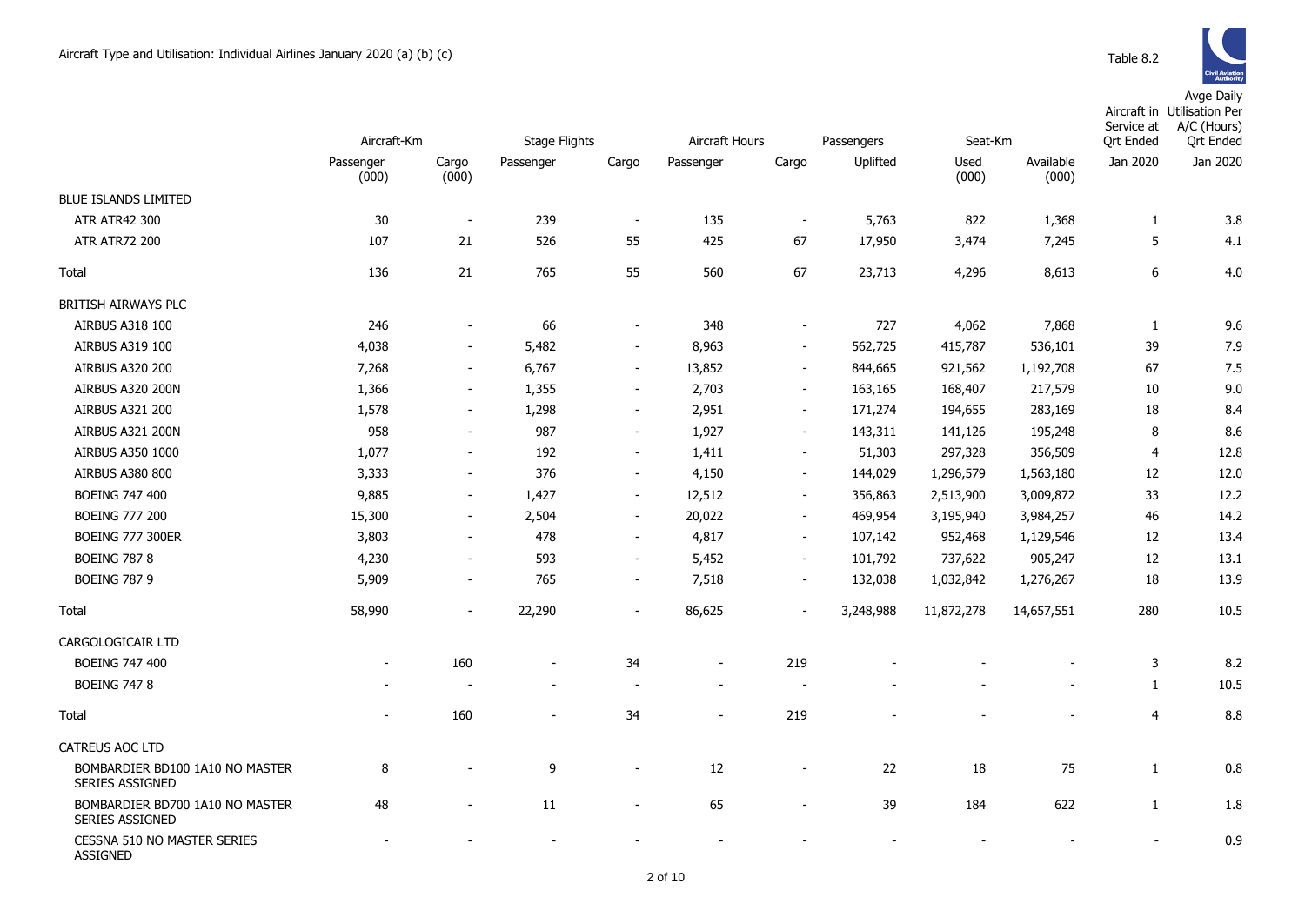# Aircraft Type and Utilisation: Individual Airlines January 2020 (a) (b) (c)

Table 8.2

| | Aircraft-Km | | Stage Flights | | Aircraft Hours | | Passengers | Seat-Km | | Aircraft in Service at Qrt Ended | Avge Daily Utilisation Per A/C (Hours) Qrt Ended |
|---|---|---|---|---|---|---|---|---|---|---|---|
| | Passenger (000) | Cargo (000) | Passenger | Cargo | Passenger | Cargo | Uplifted | Used (000) | Available (000) | Jan 2020 | Jan 2020 |
| BLUE ISLANDS LIMITED | | | | | | | | | | | |
| ATR ATR42 300 | 30 | - | 239 | - | 135 | - | 5,763 | 822 | 1,368 | 1 | 3.8 |
| ATR ATR72 200 | 107 | 21 | 526 | 55 | 425 | 67 | 17,950 | 3,474 | 7,245 | 5 | 4.1 |
| Total | 136 | 21 | 765 | 55 | 560 | 67 | 23,713 | 4,296 | 8,613 | 6 | 4.0 |
| BRITISH AIRWAYS PLC | | | | | | | | | | | |
| AIRBUS A318 100 | 246 | - | 66 | - | 348 | - | 727 | 4,062 | 7,868 | 1 | 9.6 |
| AIRBUS A319 100 | 4,038 | - | 5,482 | - | 8,963 | - | 562,725 | 415,787 | 536,101 | 39 | 7.9 |
| AIRBUS A320 200 | 7,268 | - | 6,767 | - | 13,852 | - | 844,665 | 921,562 | 1,192,708 | 67 | 7.5 |
| AIRBUS A320 200N | 1,366 | - | 1,355 | - | 2,703 | - | 163,165 | 168,407 | 217,579 | 10 | 9.0 |
| AIRBUS A321 200 | 1,578 | - | 1,298 | - | 2,951 | - | 171,274 | 194,655 | 283,169 | 18 | 8.4 |
| AIRBUS A321 200N | 958 | - | 987 | - | 1,927 | - | 143,311 | 141,126 | 195,248 | 8 | 8.6 |
| AIRBUS A350 1000 | 1,077 | - | 192 | - | 1,411 | - | 51,303 | 297,328 | 356,509 | 4 | 12.8 |
| AIRBUS A380 800 | 3,333 | - | 376 | - | 4,150 | - | 144,029 | 1,296,579 | 1,563,180 | 12 | 12.0 |
| BOEING 747 400 | 9,885 | - | 1,427 | - | 12,512 | - | 356,863 | 2,513,900 | 3,009,872 | 33 | 12.2 |
| BOEING 777 200 | 15,300 | - | 2,504 | - | 20,022 | - | 469,954 | 3,195,940 | 3,984,257 | 46 | 14.2 |
| BOEING 777 300ER | 3,803 | - | 478 | - | 4,817 | - | 107,142 | 952,468 | 1,129,546 | 12 | 13.4 |
| BOEING 787 8 | 4,230 | - | 593 | - | 5,452 | - | 101,792 | 737,622 | 905,247 | 12 | 13.1 |
| BOEING 787 9 | 5,909 | - | 765 | - | 7,518 | - | 132,038 | 1,032,842 | 1,276,267 | 18 | 13.9 |
| Total | 58,990 | - | 22,290 | - | 86,625 | - | 3,248,988 | 11,872,278 | 14,657,551 | 280 | 10.5 |
| CARGOLOGICAIR LTD | | | | | | | | | | | |
| BOEING 747 400 | - | 160 | - | 34 | - | 219 | - | - | - | 3 | 8.2 |
| BOEING 747 8 | - | - | - | - | - | - | - | - | - | 1 | 10.5 |
| Total | - | 160 | - | 34 | - | 219 | - | - | - | 4 | 8.8 |
| CATREUS AOC LTD | | | | | | | | | | | |
| BOMBARDIER BD100 1A10 NO MASTER SERIES ASSIGNED | 8 | - | 9 | - | 12 | - | 22 | 18 | 75 | 1 | 0.8 |
| BOMBARDIER BD700 1A10 NO MASTER SERIES ASSIGNED | 48 | - | 11 | - | 65 | - | 39 | 184 | 622 | 1 | 1.8 |
| CESSNA 510 NO MASTER SERIES ASSIGNED | - | - | - | - | - | - | - | - | - | - | 0.9 |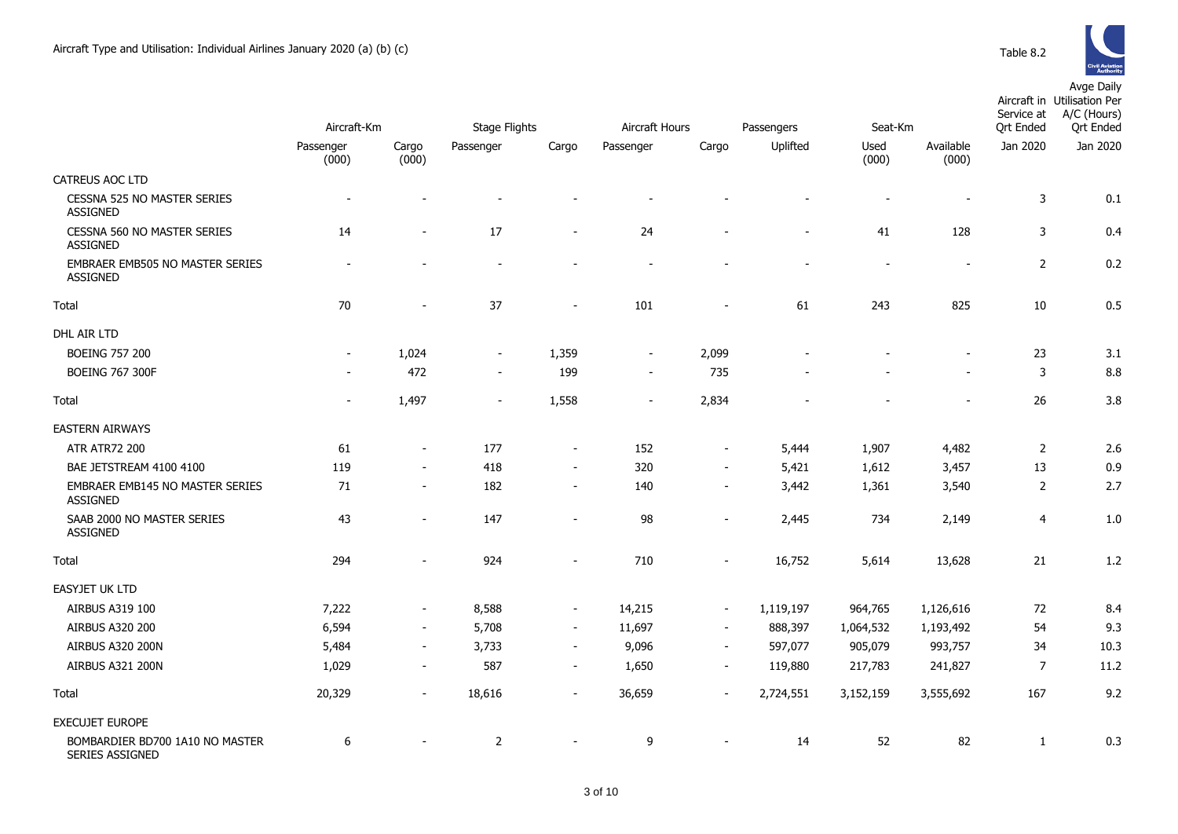# Aircraft Type and Utilisation: Individual Airlines January 2020 (a) (b) (c)

Table 8.2

| | Aircraft-Km | | Stage Flights | | Aircraft Hours | | Passengers | Seat-Km | | Aircraft in Service at Qrt Ended | Avge Daily Utilisation Per A/C (Hours) Qrt Ended |
|---|---|---|---|---|---|---|---|---|---|---|---|
| | Passenger (000) | Cargo (000) | Passenger | Cargo | Passenger | Cargo | Uplifted | Used (000) | Available (000) | Jan 2020 | Jan 2020 |
| CATREUS AOC LTD | | | | | | | | | | | |
| CESSNA 525 NO MASTER SERIES ASSIGNED | - | - | - | - | - | - | - | - | - | 3 | 0.1 |
| CESSNA 560 NO MASTER SERIES ASSIGNED | 14 | - | 17 | - | 24 | - | - | 41 | 128 | 3 | 0.4 |
| EMBRAER EMB505 NO MASTER SERIES ASSIGNED | - | - | - | - | - | - | - | - | - | 2 | 0.2 |
| Total | 70 | - | 37 | - | 101 | - | 61 | 243 | 825 | 10 | 0.5 |
| DHL AIR LTD | | | | | | | | | | | |
| BOEING 757 200 | - | 1,024 | - | 1,359 | - | 2,099 | - | - | - | 23 | 3.1 |
| BOEING 767 300F | - | 472 | - | 199 | - | 735 | - | - | - | 3 | 8.8 |
| Total | - | 1,497 | - | 1,558 | - | 2,834 | - | - | - | 26 | 3.8 |
| EASTERN AIRWAYS | | | | | | | | | | | |
| ATR ATR72 200 | 61 | - | 177 | - | 152 | - | 5,444 | 1,907 | 4,482 | 2 | 2.6 |
| BAE JETSTREAM 4100 4100 | 119 | - | 418 | - | 320 | - | 5,421 | 1,612 | 3,457 | 13 | 0.9 |
| EMBRAER EMB145 NO MASTER SERIES ASSIGNED | 71 | - | 182 | - | 140 | - | 3,442 | 1,361 | 3,540 | 2 | 2.7 |
| SAAB 2000 NO MASTER SERIES ASSIGNED | 43 | - | 147 | - | 98 | - | 2,445 | 734 | 2,149 | 4 | 1.0 |
| Total | 294 | - | 924 | - | 710 | - | 16,752 | 5,614 | 13,628 | 21 | 1.2 |
| EASYJET UK LTD | | | | | | | | | | | |
| AIRBUS A319 100 | 7,222 | - | 8,588 | - | 14,215 | - | 1,119,197 | 964,765 | 1,126,616 | 72 | 8.4 |
| AIRBUS A320 200 | 6,594 | - | 5,708 | - | 11,697 | - | 888,397 | 1,064,532 | 1,193,492 | 54 | 9.3 |
| AIRBUS A320 200N | 5,484 | - | 3,733 | - | 9,096 | - | 597,077 | 905,079 | 993,757 | 34 | 10.3 |
| AIRBUS A321 200N | 1,029 | - | 587 | - | 1,650 | - | 119,880 | 217,783 | 241,827 | 7 | 11.2 |
| Total | 20,329 | - | 18,616 | - | 36,659 | - | 2,724,551 | 3,152,159 | 3,555,692 | 167 | 9.2 |
| EXECUJET EUROPE | | | | | | | | | | | |
| BOMBARDIER BD700 1A10 NO MASTER SERIES ASSIGNED | 6 | - | 2 | - | 9 | - | 14 | 52 | 82 | 1 | 0.3 |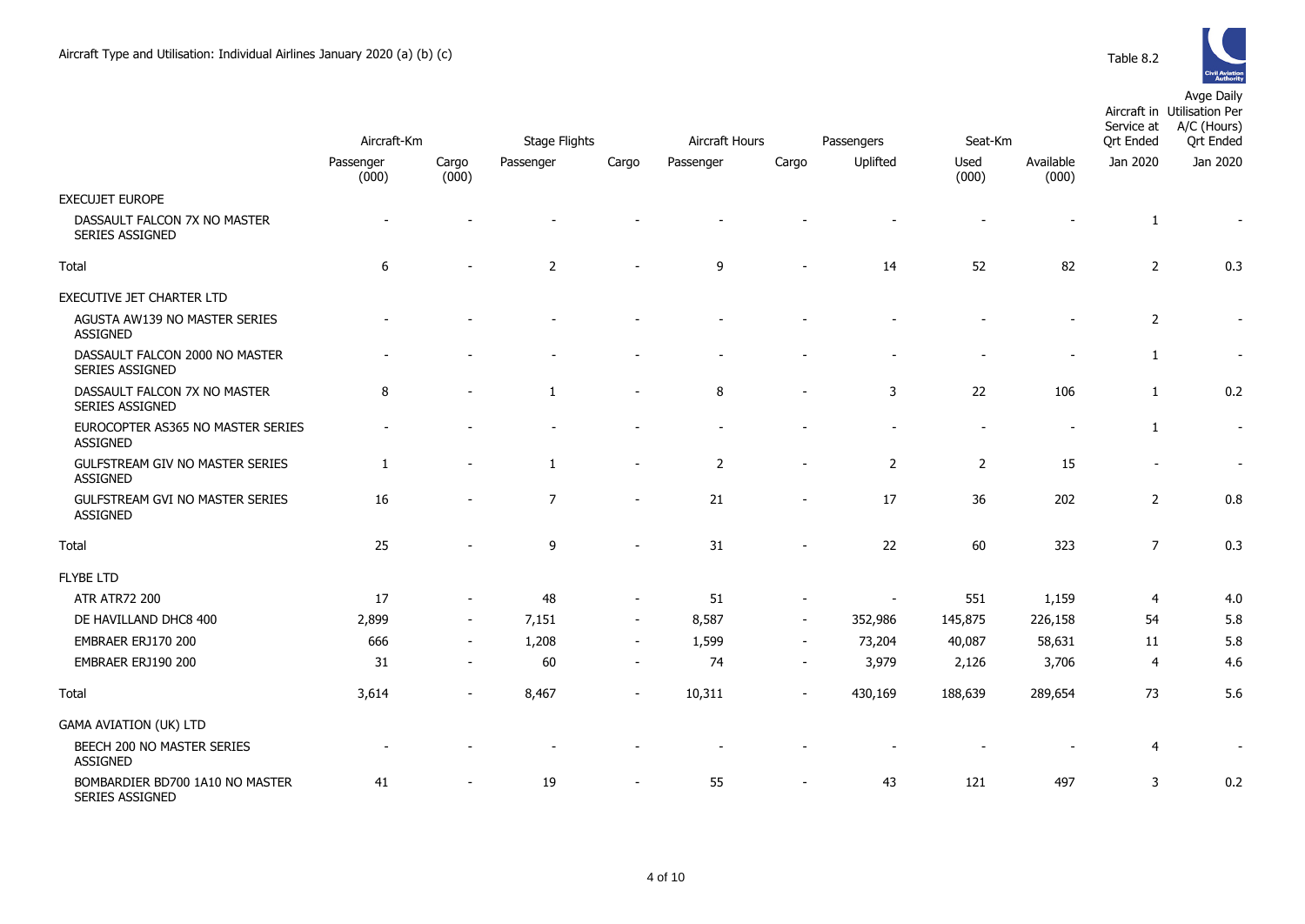Aircraft Type and Utilisation: Individual Airlines January 2020 (a) (b) (c)

Table 8.2

| | Aircraft-Km | | Stage Flights | | Aircraft Hours | | Passengers | Seat-Km | | Aircraft in Service at Qrt Ended | Avge Daily Utilisation Per A/C (Hours) Qrt Ended |
|---|---|---|---|---|---|---|---|---|---|---|---|
| | Passenger (000) | Cargo (000) | Passenger | Cargo | Passenger | Cargo | Uplifted | Used (000) | Available (000) | Jan 2020 | Jan 2020 |
| EXECUJET EUROPE | | | | | | | | | | | |
| DASSAULT FALCON 7X NO MASTER SERIES ASSIGNED | - | - | - | - | - | - | - | - | - | 1 | - |
| Total | 6 | - | 2 | - | 9 | - | 14 | 52 | 82 | 2 | 0.3 |
| EXECUTIVE JET CHARTER LTD | | | | | | | | | | | |
| AGUSTA AW139 NO MASTER SERIES ASSIGNED | - | - | - | - | - | - | - | - | - | 2 | - |
| DASSAULT FALCON 2000 NO MASTER SERIES ASSIGNED | - | - | - | - | - | - | - | - | - | 1 | - |
| DASSAULT FALCON 7X NO MASTER SERIES ASSIGNED | 8 | - | 1 | - | 8 | - | 3 | 22 | 106 | 1 | 0.2 |
| EUROCOPTER AS365 NO MASTER SERIES ASSIGNED | - | - | - | - | - | - | - | - | - | 1 | - |
| GULFSTREAM GIV NO MASTER SERIES ASSIGNED | 1 | - | 1 | - | 2 | - | 2 | 2 | 15 | - | - |
| GULFSTREAM GVI NO MASTER SERIES ASSIGNED | 16 | - | 7 | - | 21 | - | 17 | 36 | 202 | 2 | 0.8 |
| Total | 25 | - | 9 | - | 31 | - | 22 | 60 | 323 | 7 | 0.3 |
| FLYBE LTD | | | | | | | | | | | |
| ATR ATR72 200 | 17 | - | 48 | - | 51 | - | - | 551 | 1,159 | 4 | 4.0 |
| DE HAVILLAND DHC8 400 | 2,899 | - | 7,151 | - | 8,587 | - | 352,986 | 145,875 | 226,158 | 54 | 5.8 |
| EMBRAER ERJ170 200 | 666 | - | 1,208 | - | 1,599 | - | 73,204 | 40,087 | 58,631 | 11 | 5.8 |
| EMBRAER ERJ190 200 | 31 | - | 60 | - | 74 | - | 3,979 | 2,126 | 3,706 | 4 | 4.6 |
| Total | 3,614 | - | 8,467 | - | 10,311 | - | 430,169 | 188,639 | 289,654 | 73 | 5.6 |
| GAMA AVIATION (UK) LTD | | | | | | | | | | | |
| BEECH 200 NO MASTER SERIES ASSIGNED | - | - | - | - | - | - | - | - | - | 4 | - |
| BOMBARDIER BD700 1A10 NO MASTER SERIES ASSIGNED | 41 | - | 19 | - | 55 | - | 43 | 121 | 497 | 3 | 0.2 |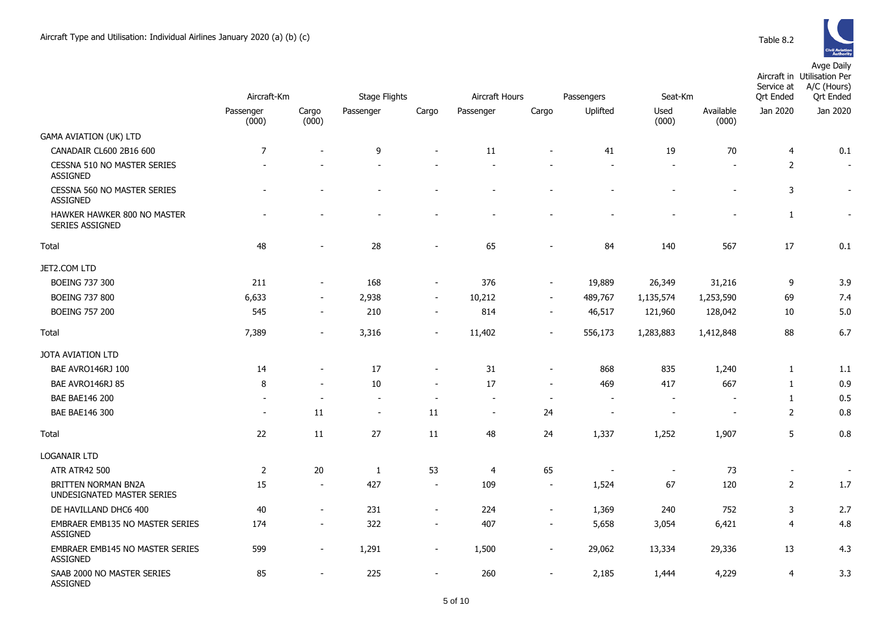Aircraft Type and Utilisation: Individual Airlines January 2020 (a) (b) (c)

Table 8.2

| | Aircraft-Km | | Stage Flights | | Aircraft Hours | | Passengers | Seat-Km | | Aircraft in Service at Qrt Ended | Avge Daily Utilisation Per A/C (Hours) Qrt Ended |
|---|---|---|---|---|---|---|---|---|---|---|---|
| | Passenger (000) | Cargo (000) | Passenger | Cargo | Passenger | Cargo | Uplifted | Used (000) | Available (000) | Jan 2020 | Jan 2020 |
| GAMA AVIATION (UK) LTD | | | | | | | | | | | |
| CANADAIR CL600 2B16 600 | 7 | - | 9 | - | 11 | - | 41 | 19 | 70 | 4 | 0.1 |
| CESSNA 510 NO MASTER SERIES ASSIGNED | - | - | - | - | - | - | - | - | - | 2 | - |
| CESSNA 560 NO MASTER SERIES ASSIGNED | - | - | - | - | - | - | - | - | - | 3 | - |
| HAWKER HAWKER 800 NO MASTER SERIES ASSIGNED | - | - | - | - | - | - | - | - | - | 1 | - |
| Total | 48 | - | 28 | - | 65 | - | 84 | 140 | 567 | 17 | 0.1 |
| JET2.COM LTD | | | | | | | | | | | |
| BOEING 737 300 | 211 | - | 168 | - | 376 | - | 19,889 | 26,349 | 31,216 | 9 | 3.9 |
| BOEING 737 800 | 6,633 | - | 2,938 | - | 10,212 | - | 489,767 | 1,135,574 | 1,253,590 | 69 | 7.4 |
| BOEING 757 200 | 545 | - | 210 | - | 814 | - | 46,517 | 121,960 | 128,042 | 10 | 5.0 |
| Total | 7,389 | - | 3,316 | - | 11,402 | - | 556,173 | 1,283,883 | 1,412,848 | 88 | 6.7 |
| JOTA AVIATION LTD | | | | | | | | | | | |
| BAE AVRO146RJ 100 | 14 | - | 17 | - | 31 | - | 868 | 835 | 1,240 | 1 | 1.1 |
| BAE AVRO146RJ 85 | 8 | - | 10 | - | 17 | - | 469 | 417 | 667 | 1 | 0.9 |
| BAE BAE146 200 | - | - | - | - | - | - | - | - | - | 1 | 0.5 |
| BAE BAE146 300 | - | 11 | - | 11 | - | 24 | - | - | - | 2 | 0.8 |
| Total | 22 | 11 | 27 | 11 | 48 | 24 | 1,337 | 1,252 | 1,907 | 5 | 0.8 |
| LOGANAIR LTD | | | | | | | | | | | |
| ATR ATR42 500 | 2 | 20 | 1 | 53 | 4 | 65 | - | - | 73 | - | - |
| BRITTEN NORMAN BN2A UNDESIGNATED MASTER SERIES | 15 | - | 427 | - | 109 | - | 1,524 | 67 | 120 | 2 | 1.7 |
| DE HAVILLAND DHC6 400 | 40 | - | 231 | - | 224 | - | 1,369 | 240 | 752 | 3 | 2.7 |
| EMBRAER EMB135 NO MASTER SERIES ASSIGNED | 174 | - | 322 | - | 407 | - | 5,658 | 3,054 | 6,421 | 4 | 4.8 |
| EMBRAER EMB145 NO MASTER SERIES ASSIGNED | 599 | - | 1,291 | - | 1,500 | - | 29,062 | 13,334 | 29,336 | 13 | 4.3 |
| SAAB 2000 NO MASTER SERIES ASSIGNED | 85 | - | 225 | - | 260 | - | 2,185 | 1,444 | 4,229 | 4 | 3.3 |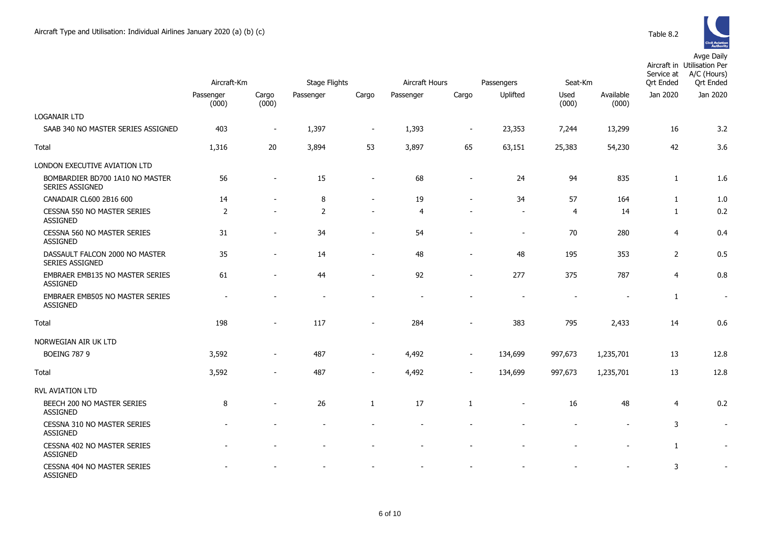Aircraft Type and Utilisation: Individual Airlines January 2020 (a) (b) (c)

Table 8.2

| | Aircraft-Km | | Stage Flights | | Aircraft Hours | | Passengers | Seat-Km | | Aircraft in Service at Qrt Ended | Avge Daily Utilisation Per A/C (Hours) Qrt Ended |
|---|---|---|---|---|---|---|---|---|---|---|---|
| | Passenger (000) | Cargo (000) | Passenger | Cargo | Passenger | Cargo | Uplifted | Used (000) | Available (000) | Jan 2020 | Jan 2020 |
| LOGANAIR LTD | | | | | | | | | | | |
| SAAB 340 NO MASTER SERIES ASSIGNED | 403 | - | 1,397 | - | 1,393 | - | 23,353 | 7,244 | 13,299 | 16 | 3.2 |
| Total | 1,316 | 20 | 3,894 | 53 | 3,897 | 65 | 63,151 | 25,383 | 54,230 | 42 | 3.6 |
| LONDON EXECUTIVE AVIATION LTD | | | | | | | | | | | |
| BOMBARDIER BD700 1A10 NO MASTER SERIES ASSIGNED | 56 | - | 15 | - | 68 | - | 24 | 94 | 835 | 1 | 1.6 |
| CANADAIR CL600 2B16 600 | 14 | - | 8 | - | 19 | - | 34 | 57 | 164 | 1 | 1.0 |
| CESSNA 550 NO MASTER SERIES ASSIGNED | 2 | - | 2 | - | 4 | - | - | 4 | 14 | 1 | 0.2 |
| CESSNA 560 NO MASTER SERIES ASSIGNED | 31 | - | 34 | - | 54 | - | - | 70 | 280 | 4 | 0.4 |
| DASSAULT FALCON 2000 NO MASTER SERIES ASSIGNED | 35 | - | 14 | - | 48 | - | 48 | 195 | 353 | 2 | 0.5 |
| EMBRAER EMB135 NO MASTER SERIES ASSIGNED | 61 | - | 44 | - | 92 | - | 277 | 375 | 787 | 4 | 0.8 |
| EMBRAER EMB505 NO MASTER SERIES ASSIGNED | - | - | - | - | - | - | - | - | - | 1 | - |
| Total | 198 | - | 117 | - | 284 | - | 383 | 795 | 2,433 | 14 | 0.6 |
| NORWEGIAN AIR UK LTD | | | | | | | | | | | |
| BOEING 787 9 | 3,592 | - | 487 | - | 4,492 | - | 134,699 | 997,673 | 1,235,701 | 13 | 12.8 |
| Total | 3,592 | - | 487 | - | 4,492 | - | 134,699 | 997,673 | 1,235,701 | 13 | 12.8 |
| RVL AVIATION LTD | | | | | | | | | | | |
| BEECH 200 NO MASTER SERIES ASSIGNED | 8 | - | 26 | 1 | 17 | 1 | - | 16 | 48 | 4 | 0.2 |
| CESSNA 310 NO MASTER SERIES ASSIGNED | - | - | - | - | - | - | - | - | - | 3 | - |
| CESSNA 402 NO MASTER SERIES ASSIGNED | - | - | - | - | - | - | - | - | - | 1 | - |
| CESSNA 404 NO MASTER SERIES ASSIGNED | - | - | - | - | - | - | - | - | - | 3 | - |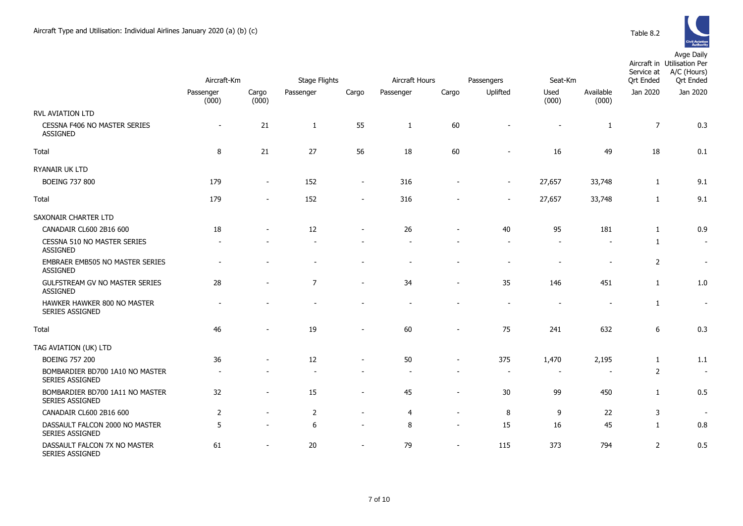Aircraft Type and Utilisation: Individual Airlines January 2020 (a) (b) (c)

Table 8.2

| | Aircraft-Km | | Stage Flights | | Aircraft Hours | | Passengers | Seat-Km | | Aircraft in Service at Qrt Ended | Avge Daily Utilisation Per A/C (Hours) Qrt Ended |
|---|---|---|---|---|---|---|---|---|---|---|---|
| | Passenger (000) | Cargo (000) | Passenger | Cargo | Passenger | Cargo | Uplifted | Used (000) | Available (000) | Jan 2020 | Jan 2020 |
| RVL AVIATION LTD | | | | | | | | | | | |
| CESSNA F406 NO MASTER SERIES ASSIGNED | - | 21 | 1 | 55 | 1 | 60 | - | - | 1 | 7 | 0.3 |
| Total | 8 | 21 | 27 | 56 | 18 | 60 | - | 16 | 49 | 18 | 0.1 |
| RYANAIR UK LTD | | | | | | | | | | | |
| BOEING 737 800 | 179 | - | 152 | - | 316 | - | - | 27,657 | 33,748 | 1 | 9.1 |
| Total | 179 | - | 152 | - | 316 | - | - | 27,657 | 33,748 | 1 | 9.1 |
| SAXONAIR CHARTER LTD | | | | | | | | | | | |
| CANADAIR CL600 2B16 600 | 18 | - | 12 | - | 26 | - | 40 | 95 | 181 | 1 | 0.9 |
| CESSNA 510 NO MASTER SERIES ASSIGNED | - | - | - | - | - | - | - | - | - | 1 | - |
| EMBRAER EMB505 NO MASTER SERIES ASSIGNED | - | - | - | - | - | - | - | - | - | 2 | - |
| GULFSTREAM GV NO MASTER SERIES ASSIGNED | 28 | - | 7 | - | 34 | - | 35 | 146 | 451 | 1 | 1.0 |
| HAWKER HAWKER 800 NO MASTER SERIES ASSIGNED | - | - | - | - | - | - | - | - | - | 1 | - |
| Total | 46 | - | 19 | - | 60 | - | 75 | 241 | 632 | 6 | 0.3 |
| TAG AVIATION (UK) LTD | | | | | | | | | | | |
| BOEING 757 200 | 36 | - | 12 | - | 50 | - | 375 | 1,470 | 2,195 | 1 | 1.1 |
| BOMBARDIER BD700 1A10 NO MASTER SERIES ASSIGNED | - | - | - | - | - | - | - | - | - | 2 | - |
| BOMBARDIER BD700 1A11 NO MASTER SERIES ASSIGNED | 32 | - | 15 | - | 45 | - | 30 | 99 | 450 | 1 | 0.5 |
| CANADAIR CL600 2B16 600 | 2 | - | 2 | - | 4 | - | 8 | 9 | 22 | 3 | - |
| DASSAULT FALCON 2000 NO MASTER SERIES ASSIGNED | 5 | - | 6 | - | 8 | - | 15 | 16 | 45 | 1 | 0.8 |
| DASSAULT FALCON 7X NO MASTER SERIES ASSIGNED | 61 | - | 20 | - | 79 | - | 115 | 373 | 794 | 2 | 0.5 |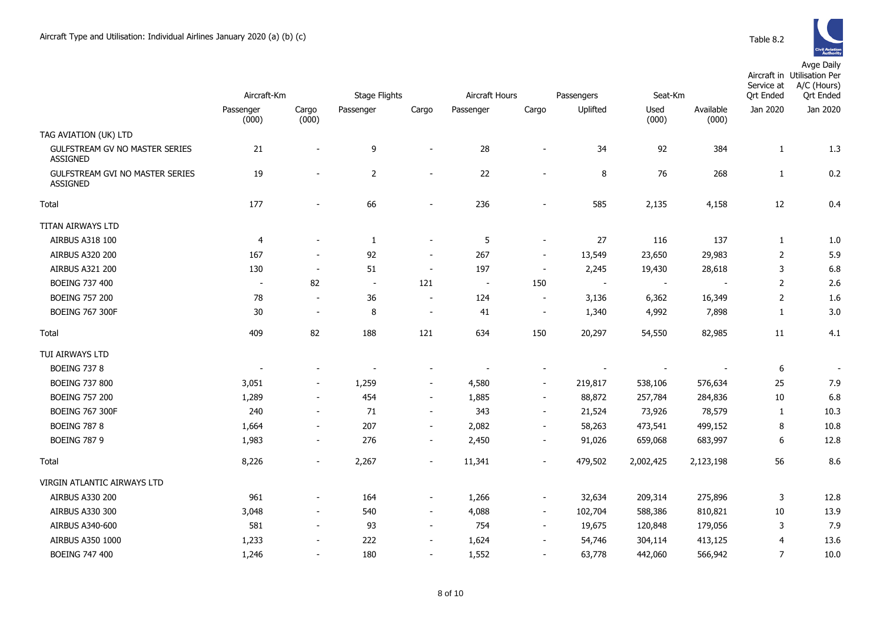Aircraft Type and Utilisation: Individual Airlines January 2020 (a) (b) (c)

Table 8.2

| | Aircraft-Km | | Stage Flights | | Aircraft Hours | | Passengers | Seat-Km | | Aircraft in Service at Qrt Ended | Avge Daily Utilisation Per A/C (Hours) Qrt Ended |
|---|---|---|---|---|---|---|---|---|---|---|---|
| | Passenger (000) | Cargo (000) | Passenger | Cargo | Passenger | Cargo | Uplifted | Used (000) | Available (000) | Jan 2020 | Jan 2020 |
| TAG AVIATION (UK) LTD | | | | | | | | | | | |
| GULFSTREAM GV NO MASTER SERIES ASSIGNED | 21 | - | 9 | - | 28 | - | 34 | 92 | 384 | 1 | 1.3 |
| GULFSTREAM GVI NO MASTER SERIES ASSIGNED | 19 | - | 2 | - | 22 | - | 8 | 76 | 268 | 1 | 0.2 |
| Total | 177 | - | 66 | - | 236 | - | 585 | 2,135 | 4,158 | 12 | 0.4 |
| TITAN AIRWAYS LTD | | | | | | | | | | | |
| AIRBUS A318 100 | 4 | - | 1 | - | 5 | - | 27 | 116 | 137 | 1 | 1.0 |
| AIRBUS A320 200 | 167 | - | 92 | - | 267 | - | 13,549 | 23,650 | 29,983 | 2 | 5.9 |
| AIRBUS A321 200 | 130 | - | 51 | - | 197 | - | 2,245 | 19,430 | 28,618 | 3 | 6.8 |
| BOEING 737 400 | - | 82 | - | 121 | - | 150 | - | - | - | 2 | 2.6 |
| BOEING 757 200 | 78 | - | 36 | - | 124 | - | 3,136 | 6,362 | 16,349 | 2 | 1.6 |
| BOEING 767 300F | 30 | - | 8 | - | 41 | - | 1,340 | 4,992 | 7,898 | 1 | 3.0 |
| Total | 409 | 82 | 188 | 121 | 634 | 150 | 20,297 | 54,550 | 82,985 | 11 | 4.1 |
| TUI AIRWAYS LTD | | | | | | | | | | | |
| BOEING 737 8 | - | - | - | - | - | - | - | - | - | 6 | - |
| BOEING 737 800 | 3,051 | - | 1,259 | - | 4,580 | - | 219,817 | 538,106 | 576,634 | 25 | 7.9 |
| BOEING 757 200 | 1,289 | - | 454 | - | 1,885 | - | 88,872 | 257,784 | 284,836 | 10 | 6.8 |
| BOEING 767 300F | 240 | - | 71 | - | 343 | - | 21,524 | 73,926 | 78,579 | 1 | 10.3 |
| BOEING 787 8 | 1,664 | - | 207 | - | 2,082 | - | 58,263 | 473,541 | 499,152 | 8 | 10.8 |
| BOEING 787 9 | 1,983 | - | 276 | - | 2,450 | - | 91,026 | 659,068 | 683,997 | 6 | 12.8 |
| Total | 8,226 | - | 2,267 | - | 11,341 | - | 479,502 | 2,002,425 | 2,123,198 | 56 | 8.6 |
| VIRGIN ATLANTIC AIRWAYS LTD | | | | | | | | | | | |
| AIRBUS A330 200 | 961 | - | 164 | - | 1,266 | - | 32,634 | 209,314 | 275,896 | 3 | 12.8 |
| AIRBUS A330 300 | 3,048 | - | 540 | - | 4,088 | - | 102,704 | 588,386 | 810,821 | 10 | 13.9 |
| AIRBUS A340-600 | 581 | - | 93 | - | 754 | - | 19,675 | 120,848 | 179,056 | 3 | 7.9 |
| AIRBUS A350 1000 | 1,233 | - | 222 | - | 1,624 | - | 54,746 | 304,114 | 413,125 | 4 | 13.6 |
| BOEING 747 400 | 1,246 | - | 180 | - | 1,552 | - | 63,778 | 442,060 | 566,942 | 7 | 10.0 |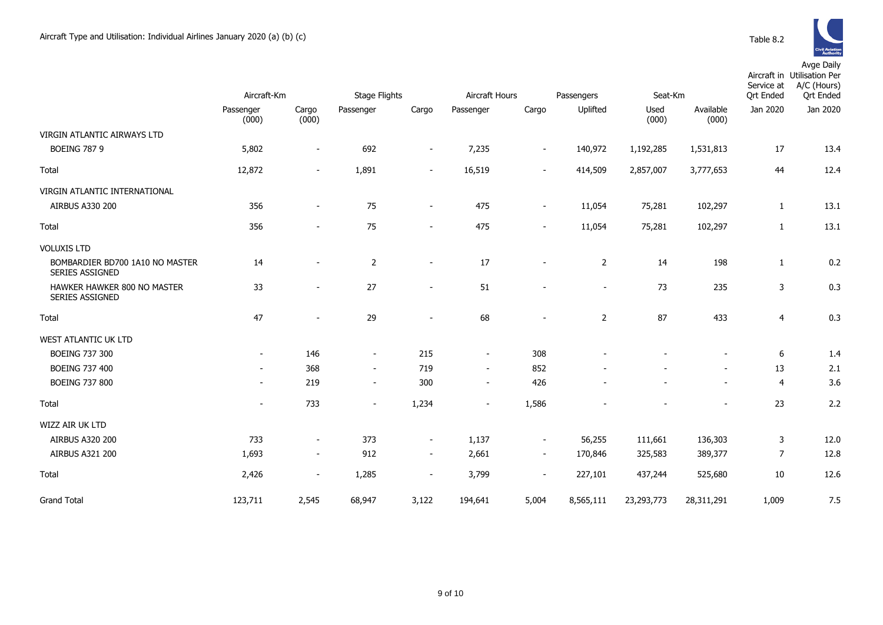Aircraft Type and Utilisation: Individual Airlines January 2020 (a) (b) (c)

Table 8.2

| | Aircraft-Km | | Stage Flights | | Aircraft Hours | | Passengers | Seat-Km | | Aircraft in Service at Qrt Ended | Avge Daily Utilisation Per A/C (Hours) Qrt Ended |
|---|---|---|---|---|---|---|---|---|---|---|---|
| | Passenger (000) | Cargo (000) | Passenger | Cargo | Passenger | Cargo | Uplifted | Used (000) | Available (000) | Jan 2020 | Jan 2020 |
| VIRGIN ATLANTIC AIRWAYS LTD | | | | | | | | | | | |
| BOEING 787 9 | 5,802 | - | 692 | - | 7,235 | - | 140,972 | 1,192,285 | 1,531,813 | 17 | 13.4 |
| Total | 12,872 | - | 1,891 | - | 16,519 | - | 414,509 | 2,857,007 | 3,777,653 | 44 | 12.4 |
| VIRGIN ATLANTIC INTERNATIONAL | | | | | | | | | | | |
| AIRBUS A330 200 | 356 | - | 75 | - | 475 | - | 11,054 | 75,281 | 102,297 | 1 | 13.1 |
| Total | 356 | - | 75 | - | 475 | - | 11,054 | 75,281 | 102,297 | 1 | 13.1 |
| VOLUXIS LTD | | | | | | | | | | | |
| BOMBARDIER BD700 1A10 NO MASTER SERIES ASSIGNED | 14 | - | 2 | - | 17 | - | 2 | 14 | 198 | 1 | 0.2 |
| HAWKER HAWKER 800 NO MASTER SERIES ASSIGNED | 33 | - | 27 | - | 51 | - | - | 73 | 235 | 3 | 0.3 |
| Total | 47 | - | 29 | - | 68 | - | 2 | 87 | 433 | 4 | 0.3 |
| WEST ATLANTIC UK LTD | | | | | | | | | | | |
| BOEING 737 300 | - | 146 | - | 215 | - | 308 | - | - | - | 6 | 1.4 |
| BOEING 737 400 | - | 368 | - | 719 | - | 852 | - | - | - | 13 | 2.1 |
| BOEING 737 800 | - | 219 | - | 300 | - | 426 | - | - | - | 4 | 3.6 |
| Total | - | 733 | - | 1,234 | - | 1,586 | - | - | - | 23 | 2.2 |
| WIZZ AIR UK LTD | | | | | | | | | | | |
| AIRBUS A320 200 | 733 | - | 373 | - | 1,137 | - | 56,255 | 111,661 | 136,303 | 3 | 12.0 |
| AIRBUS A321 200 | 1,693 | - | 912 | - | 2,661 | - | 170,846 | 325,583 | 389,377 | 7 | 12.8 |
| Total | 2,426 | - | 1,285 | - | 3,799 | - | 227,101 | 437,244 | 525,680 | 10 | 12.6 |
| Grand Total | 123,711 | 2,545 | 68,947 | 3,122 | 194,641 | 5,004 | 8,565,111 | 23,293,773 | 28,311,291 | 1,009 | 7.5 |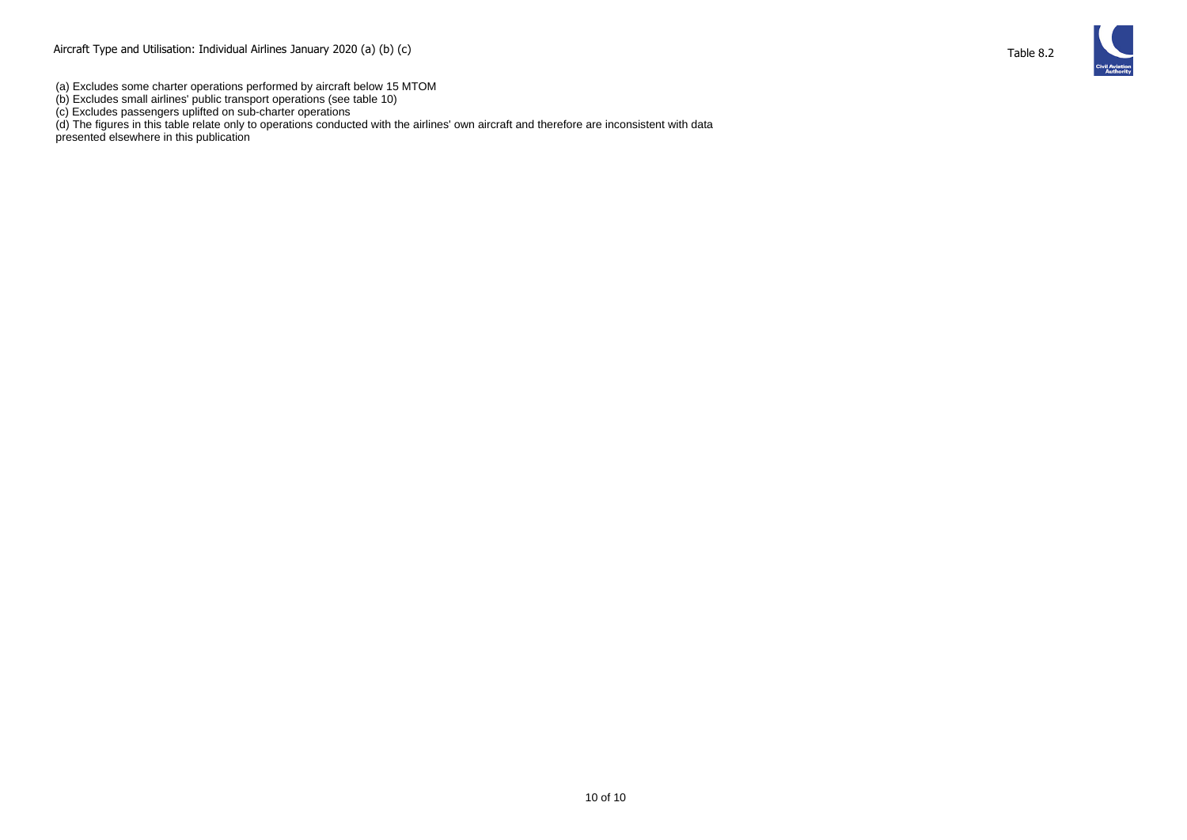Aircraft Type and Utilisation: Individual Airlines January 2020 (a) (b) (c)

Table 8.2

(a) Excludes some charter operations performed by aircraft below 15 MTOM
(b) Excludes small airlines' public transport operations (see table 10)
(c) Excludes passengers uplifted on sub-charter operations
(d) The figures in this table relate only to operations conducted with the airlines' own aircraft and therefore are inconsistent with data presented elsewhere in this publication